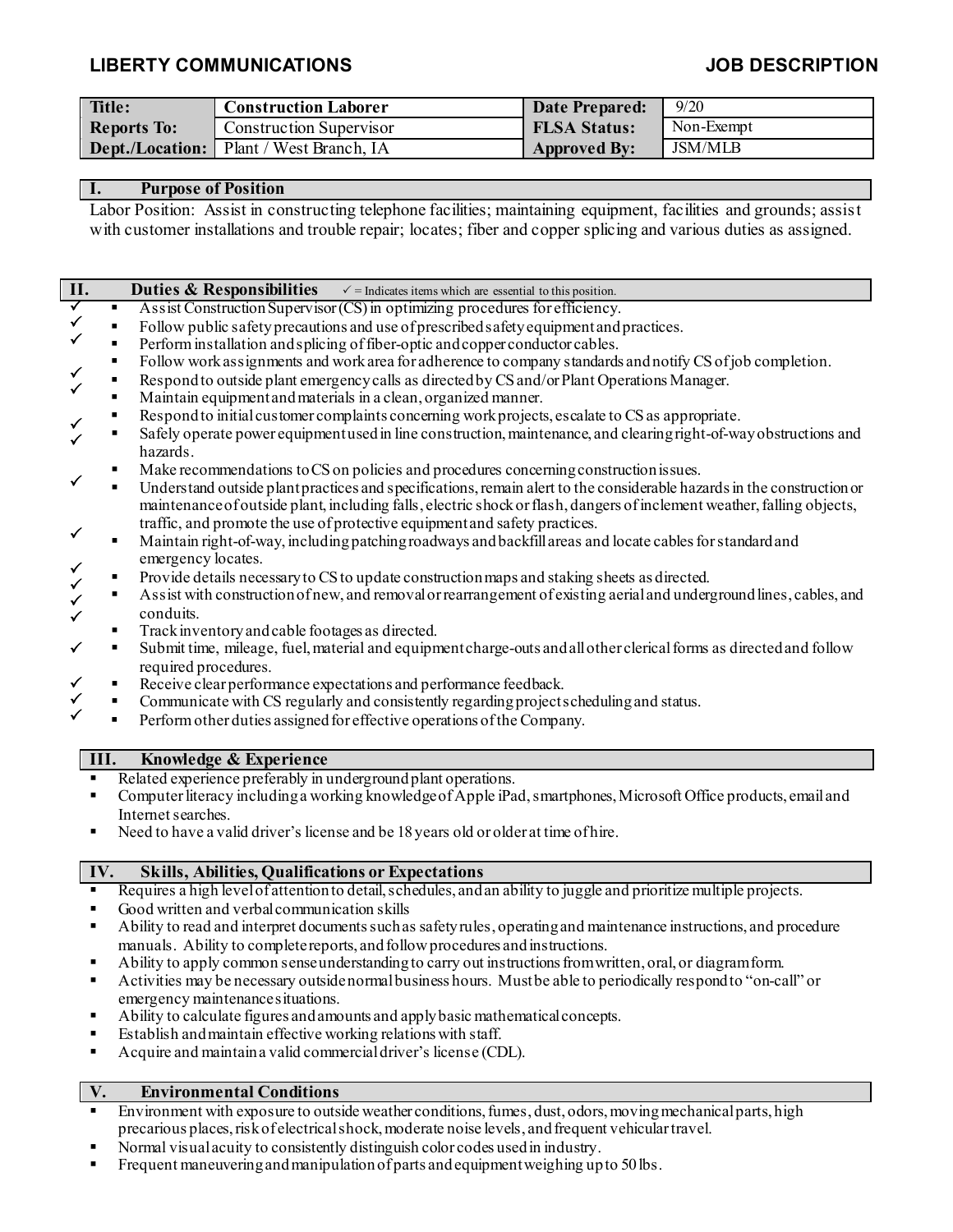## LIBERTY COMMUNICATIONS — JOB DESCRIPTION

| Title: | Construction Laborer | Date Prepared: | 9/20 |
|---|---|---|---|
| Reports To: | Construction Supervisor | FLSA Status: | Non-Exempt |
| Dept./Location: | Plant / West Branch, IA | Approved By: | JSM/MLB |

### I. Purpose of Position

Labor Position: Assist in constructing telephone facilities; maintaining equipment, facilities and grounds; assist with customer installations and trouble repair; locates; fiber and copper splicing and various duties as assigned.

### II. Duties & Responsibilities

✓ = Indicates items which are essential to this position.

- ✓ Assist Construction Supervisor (CS) in optimizing procedures for efficiency.
- ✓ Follow public safety precautions and use of prescribed safety equipment and practices.
- ✓ Perform installation and splicing of fiber-optic and copper conductor cables.
- Follow work assignments and work area for adherence to company standards and notify CS of job completion.
- ✓ Respond to outside plant emergency calls as directed by CS and/or Plant Operations Manager.
- ✓ Maintain equipment and materials in a clean, organized manner.
- ✓ Respond to initial customer complaints concerning work projects, escalate to CS as appropriate.
- ✓ Safely operate power equipment used in line construction, maintenance, and clearing right-of-way obstructions and hazards.
- Make recommendations to CS on policies and procedures concerning construction issues.
- ✓ Understand outside plant practices and specifications, remain alert to the considerable hazards in the construction or maintenance of outside plant, including falls, electric shock or flash, dangers of inclement weather, falling objects, traffic, and promote the use of protective equipment and safety practices.
- ✓ Maintain right-of-way, including patching roadways and backfill areas and locate cables for standard and emergency locates.
- ✓ Provide details necessary to CS to update construction maps and staking sheets as directed.
- ✓ Assist with construction of new, and removal or rearrangement of existing aerial and underground lines, cables, and conduits.
- ✓ Track inventory and cable footages as directed.
- ✓ Submit time, mileage, fuel, material and equipment charge-outs and all other clerical forms as directed and follow required procedures.
- ✓ Receive clear performance expectations and performance feedback.
- ✓ Communicate with CS regularly and consistently regarding project scheduling and status.
- ✓ Perform other duties assigned for effective operations of the Company.

### III. Knowledge & Experience

- Related experience preferably in underground plant operations.
- Computer literacy including a working knowledge of Apple iPad, smartphones, Microsoft Office products, email and Internet searches.
- Need to have a valid driver's license and be 18 years old or older at time of hire.

### IV. Skills, Abilities, Qualifications or Expectations

- Requires a high level of attention to detail, schedules, and an ability to juggle and prioritize multiple projects.
- Good written and verbal communication skills
- Ability to read and interpret documents such as safety rules, operating and maintenance instructions, and procedure manuals. Ability to complete reports, and follow procedures and instructions.
- Ability to apply common sense understanding to carry out instructions from written, oral, or diagram form.
- Activities may be necessary outside normal business hours. Must be able to periodically respond to "on-call" or emergency maintenance situations.
- Ability to calculate figures and amounts and apply basic mathematical concepts.
- Establish and maintain effective working relations with staff.
- Acquire and maintain a valid commercial driver's license (CDL).

### V. Environmental Conditions

- Environment with exposure to outside weather conditions, fumes, dust, odors, moving mechanical parts, high precarious places, risk of electrical shock, moderate noise levels, and frequent vehicular travel.
- Normal visual acuity to consistently distinguish color codes used in industry.
- Frequent maneuvering and manipulation of parts and equipment weighing up to 50 lbs.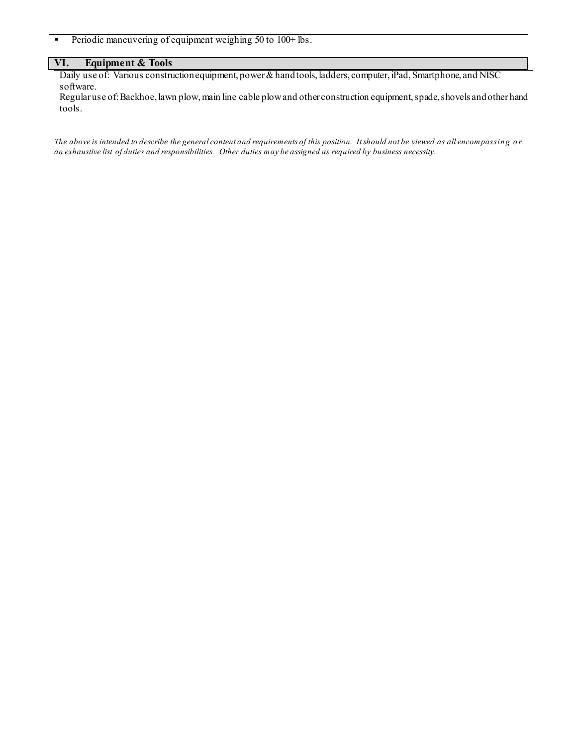- Periodic maneuvering of equipment weighing 50 to 100+ lbs.

## VI. Equipment & Tools

Daily use of: Various construction equipment, power & hand tools, ladders, computer, iPad, Smartphone, and NISC software.

Regular use of: Backhoe, lawn plow, main line cable plow and other construction equipment, spade, shovels and other hand tools.

*The above is intended to describe the general content and requirements of this position. It should not be viewed as all encompassing or an exhaustive list of duties and responsibilities. Other duties may be assigned as required by business necessity.*